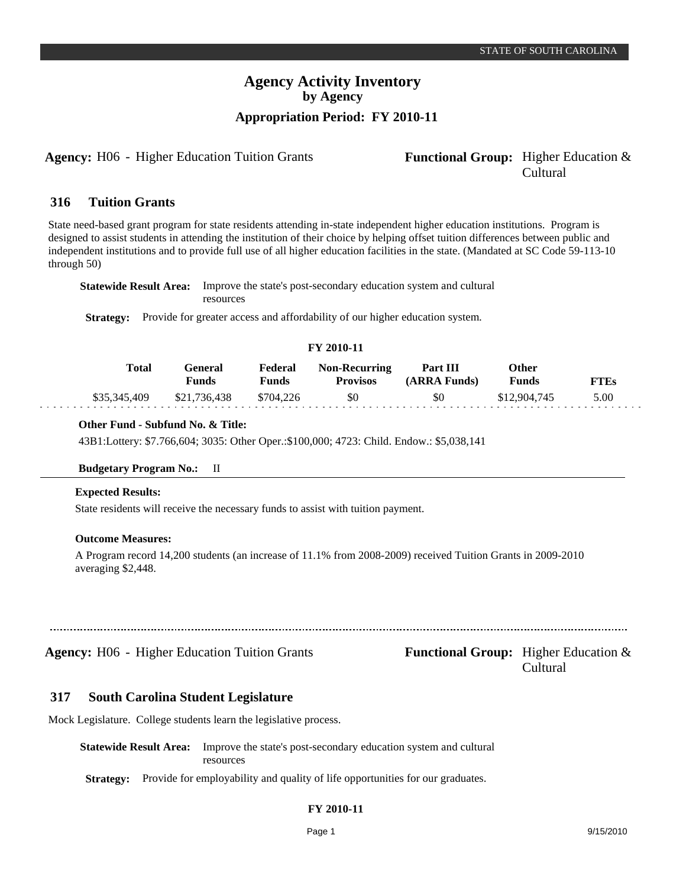# Agency Activity Inventory
## by Agency
### Appropriation Period: FY 2010-11

**Agency:** H06 - Higher Education Tuition Grants **Functional Group:** Higher Education & Cultural

## 316 Tuition Grants

State need-based grant program for state residents attending in-state independent higher education institutions. Program is designed to assist students in attending the institution of their choice by helping offset tuition differences between public and independent institutions and to provide full use of all higher education facilities in the state. (Mandated at SC Code 59-113-10 through 50)

**Statewide Result Area:** Improve the state's post-secondary education system and cultural resources

**Strategy:** Provide for greater access and affordability of our higher education system.

**FY 2010-11**

| Total | General Funds | Federal Funds | Non-Recurring Provisos | Part III (ARRA Funds) | Other Funds | FTEs |
|---|---|---|---|---|---|---|
| $35,345,409 | $21,736,438 | $704,226 | $0 | $0 | $12,904,745 | 5.00 |

**Other Fund - Subfund No. & Title:**

43B1:Lottery: $7.766,604; 3035: Other Oper.:$100,000; 4723: Child. Endow.: $5,038,141

**Budgetary Program No.:** II

**Expected Results:**

State residents will receive the necessary funds to assist with tuition payment.

**Outcome Measures:**

A Program record 14,200 students (an increase of 11.1% from 2008-2009) received Tuition Grants in 2009-2010 averaging $2,448.

---

**Agency:** H06 - Higher Education Tuition Grants **Functional Group:** Higher Education & Cultural

## 317 South Carolina Student Legislature

Mock Legislature. College students learn the legislative process.

**Statewide Result Area:** Improve the state's post-secondary education system and cultural resources

**Strategy:** Provide for employability and quality of life opportunities for our graduates.

**FY 2010-11**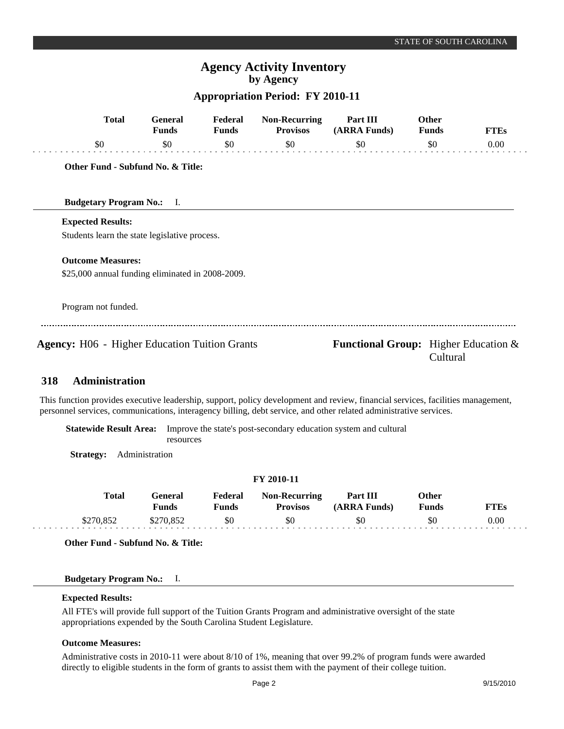## Agency Activity Inventory
### by Agency

**Appropriation Period: FY 2010-11**

| Total | General Funds | Federal Funds | Non-Recurring Provisos | Part III (ARRA Funds) | Other Funds | FTEs |
|---|---|---|---|---|---|---|
| $0 | $0 | $0 | $0 | $0 | $0 | 0.00 |

**Other Fund - Subfund No. & Title:**

**Budgetary Program No.:** I.

**Expected Results:**

Students learn the state legislative process.

**Outcome Measures:**

$25,000 annual funding eliminated in 2008-2009.

Program not funded.

---

**Agency:** H06 - Higher Education Tuition Grants

**Functional Group:** Higher Education & Cultural

## 318 Administration

This function provides executive leadership, support, policy development and review, financial services, facilities management, personnel services, communications, interagency billing, debt service, and other related administrative services.

**Statewide Result Area:** Improve the state's post-secondary education system and cultural resources

**Strategy:** Administration

**FY 2010-11**

| Total | General Funds | Federal Funds | Non-Recurring Provisos | Part III (ARRA Funds) | Other Funds | FTEs |
|---|---|---|---|---|---|---|
| $270,852 | $270,852 | $0 | $0 | $0 | $0 | 0.00 |

**Other Fund - Subfund No. & Title:**

**Budgetary Program No.:** I.

**Expected Results:**

All FTE's will provide full support of the Tuition Grants Program and administrative oversight of the state appropriations expended by the South Carolina Student Legislature.

**Outcome Measures:**

Administrative costs in 2010-11 were about 8/10 of 1%, meaning that over 99.2% of program funds were awarded directly to eligible students in the form of grants to assist them with the payment of their college tuition.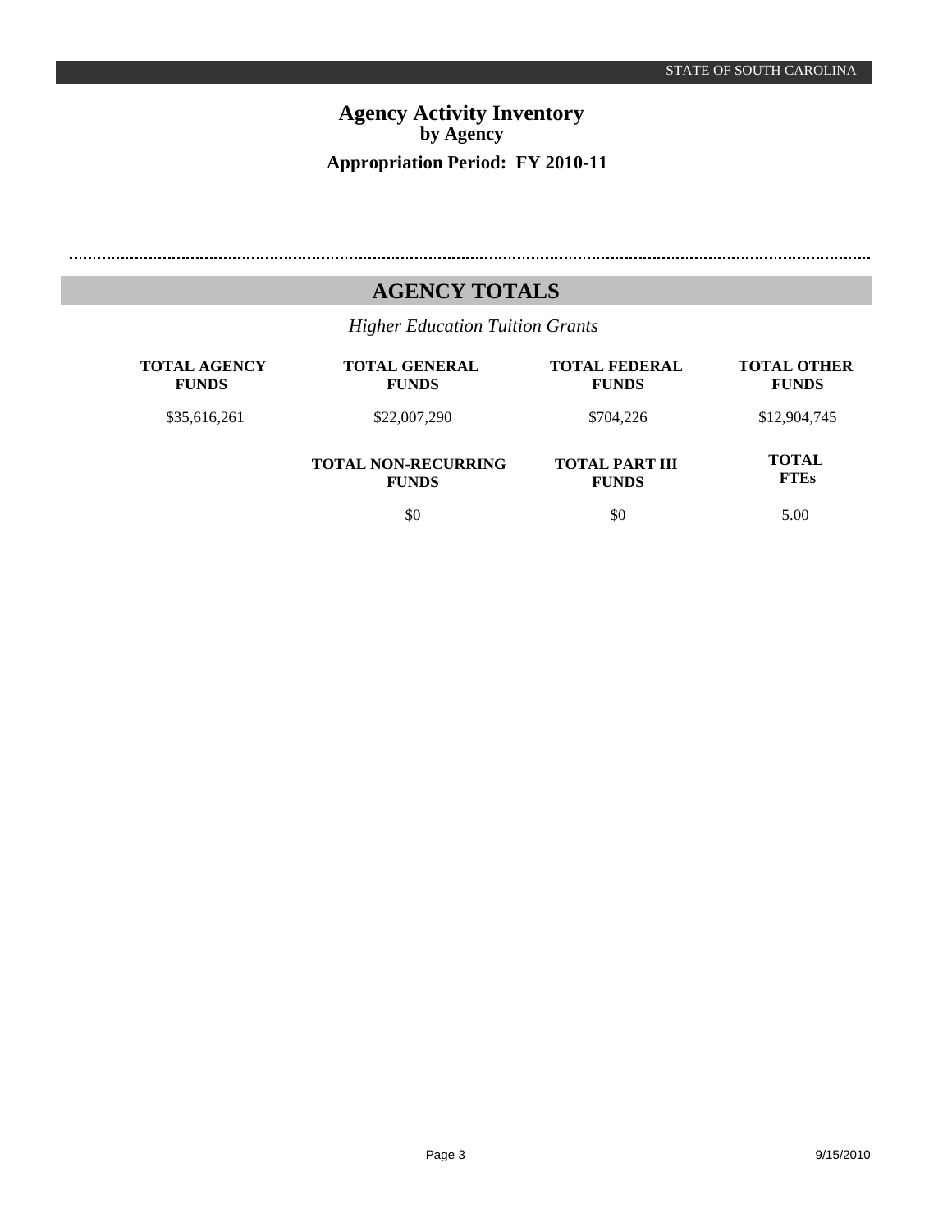# Agency Activity Inventory

**by Agency**

**Appropriation Period: FY 2010-11**

## AGENCY TOTALS

*Higher Education Tuition Grants*

| TOTAL AGENCY FUNDS | TOTAL GENERAL FUNDS | TOTAL FEDERAL FUNDS | TOTAL OTHER FUNDS |
|---|---|---|---|
| $35,616,261 | $22,007,290 | $704,226 | $12,904,745 |

| TOTAL NON-RECURRING FUNDS | TOTAL PART III FUNDS | TOTAL FTEs |
|---|---|---|
| $0 | $0 | 5.00 |